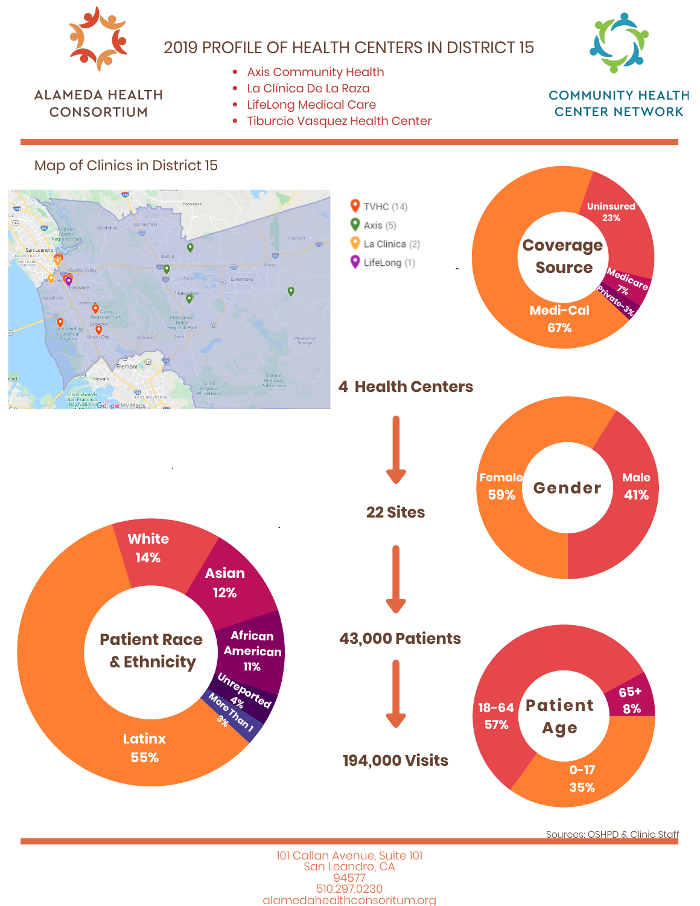ALAMEDA HEALTH CONSORTIUM

# 2019 PROFILE OF HEALTH CENTERS IN DISTRICT 15

- Axis Community Health
- La Clínica De La Raza
- LifeLong Medical Care
- Tiburcio Vasquez Health Center

COMMUNITY HEALTH CENTER NETWORK

## Map of Clinics in District 15

- TVHC (14)
- Axis (5)
- La Clinica (2)
- LifeLong (1)

**Coverage Source**

- Medi-Cal 67%
- Uninsured 23%
- Medicare 7%
- Private 3%

**4 Health Centers**

**22 Sites**

**43,000 Patients**

**194,000 Visits**

**Gender**

- Female 59%
- Male 41%

**Patient Race & Ethnicity**

- Latinx 55%
- White 14%
- Asian 12%
- African American 11%
- Unreported 4%
- More Than 1 3%

**Patient Age**

- 0-17 35%
- 18-64 57%
- 65+ 8%

Sources: OSHPD & Clinic Staff

101 Callan Avenue, Suite 101
San Leandro, CA
94577
510.297.0230
alamedahealthconsoritum.org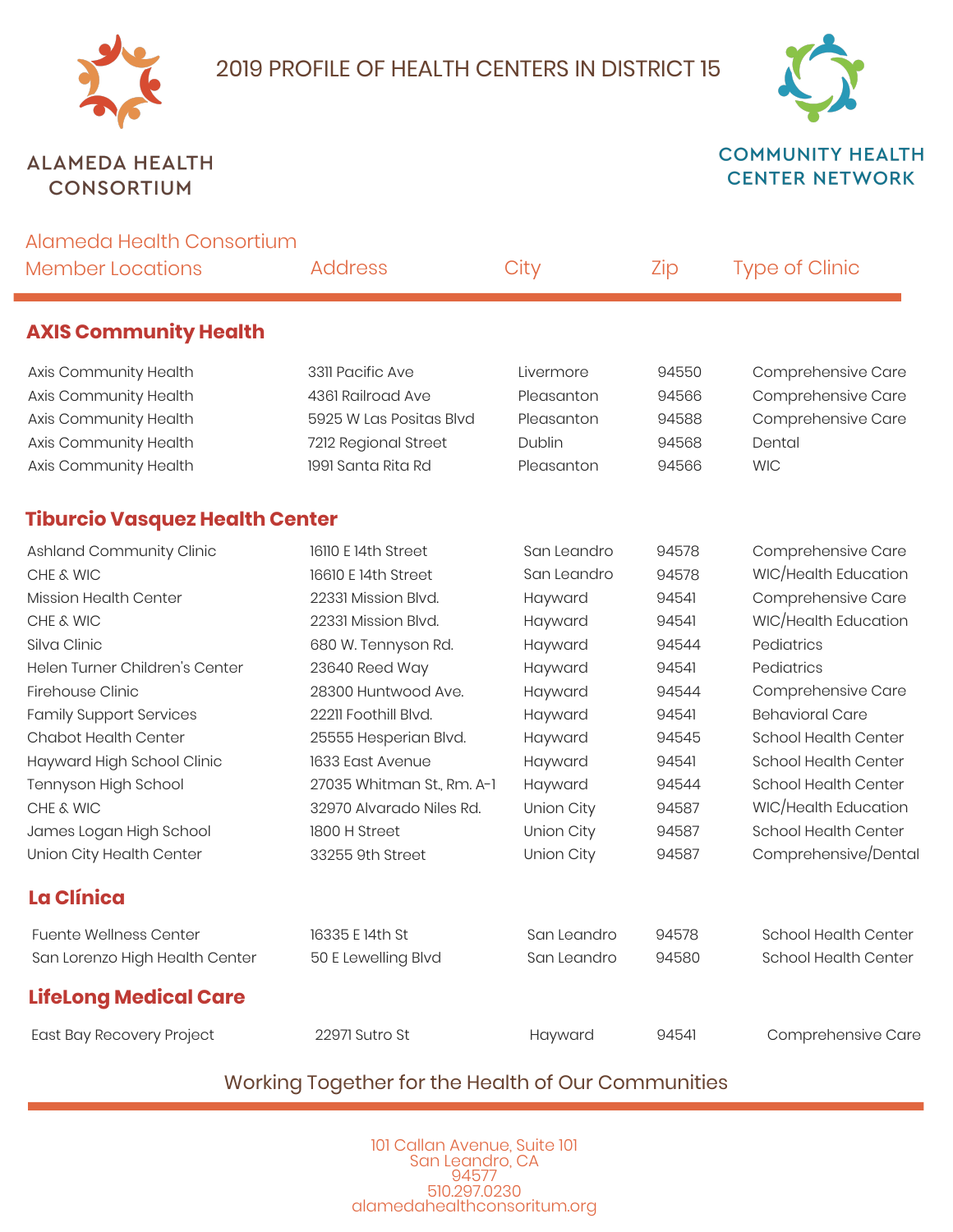ALAMEDA HEALTH CONSORTIUM

# 2019 PROFILE OF HEALTH CENTERS IN DISTRICT 15

COMMUNITY HEALTH CENTER NETWORK

| Alameda Health Consortium Member Locations | Address | City | Zip | Type of Clinic |
|---|---|---|---|---|
| **AXIS Community Health** | | | | |
| Axis Community Health | 3311 Pacific Ave | Livermore | 94550 | Comprehensive Care |
| Axis Community Health | 4361 Railroad Ave | Pleasanton | 94566 | Comprehensive Care |
| Axis Community Health | 5925 W Las Positas Blvd | Pleasanton | 94588 | Comprehensive Care |
| Axis Community Health | 7212 Regional Street | Dublin | 94568 | Dental |
| Axis Community Health | 1991 Santa Rita Rd | Pleasanton | 94566 | WIC |
| **Tiburcio Vasquez Health Center** | | | | |
| Ashland Community Clinic | 16110 E 14th Street | San Leandro | 94578 | Comprehensive Care |
| CHE & WIC | 16610 E 14th Street | San Leandro | 94578 | WIC/Health Education |
| Mission Health Center | 22331 Mission Blvd. | Hayward | 94541 | Comprehensive Care |
| CHE & WIC | 22331 Mission Blvd. | Hayward | 94541 | WIC/Health Education |
| Silva Clinic | 680 W. Tennyson Rd. | Hayward | 94544 | Pediatrics |
| Helen Turner Children's Center | 23640 Reed Way | Hayward | 94541 | Pediatrics |
| Firehouse Clinic | 28300 Huntwood Ave. | Hayward | 94544 | Comprehensive Care |
| Family Support Services | 22211 Foothill Blvd. | Hayward | 94541 | Behavioral Care |
| Chabot Health Center | 25555 Hesperian Blvd. | Hayward | 94545 | School Health Center |
| Hayward High School Clinic | 1633 East Avenue | Hayward | 94541 | School Health Center |
| Tennyson High School | 27035 Whitman St., Rm. A-1 | Hayward | 94544 | School Health Center |
| CHE & WIC | 32970 Alvarado Niles Rd. | Union City | 94587 | WIC/Health Education |
| James Logan High School | 1800 H Street | Union City | 94587 | School Health Center |
| Union City Health Center | 33255 9th Street | Union City | 94587 | Comprehensive/Dental |
| **La Clínica** | | | | |
| Fuente Wellness Center | 16335 E 14th St | San Leandro | 94578 | School Health Center |
| San Lorenzo High Health Center | 50 E Lewelling Blvd | San Leandro | 94580 | School Health Center |
| **LifeLong Medical Care** | | | | |
| East Bay Recovery Project | 22971 Sutro St | Hayward | 94541 | Comprehensive Care |

Working Together for the Health of Our Communities

101 Callan Avenue, Suite 101
San Leandro, CA
94577
510.297.0230
alamedahealthconsoritum.org